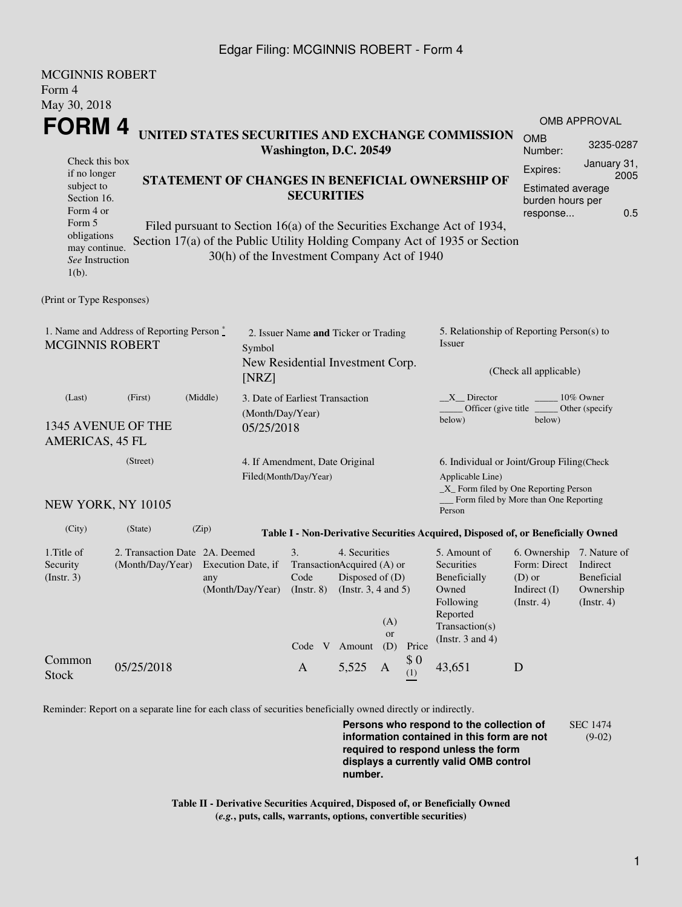MCGINNIS ROBERT
Form 4
May 30, 2018

# FORM 4

## UNITED STATES SECURITIES AND EXCHANGE COMMISSION
**Washington, D.C. 20549**

| OMB APPROVAL | |
|---|---|
| OMB Number: | 3235-0287 |
| Expires: | January 31, 2005 |
| Estimated average burden hours per response... | 0.5 |

Check this box if no longer subject to Section 16. Form 4 or Form 5 obligations may continue. *See* Instruction 1(b).

### STATEMENT OF CHANGES IN BENEFICIAL OWNERSHIP OF SECURITIES

Filed pursuant to Section 16(a) of the Securities Exchange Act of 1934, Section 17(a) of the Public Utility Holding Company Act of 1935 or Section 30(h) of the Investment Company Act of 1940

(Print or Type Responses)

1. Name and Address of Reporting Person *
MCGINNIS ROBERT

(Last) (First) (Middle)

1345 AVENUE OF THE AMERICAS, 45 FL

(Street)

NEW YORK, NY 10105

(City) (State) (Zip)

2. Issuer Name **and** Ticker or Trading Symbol
New Residential Investment Corp. [NRZ]

3. Date of Earliest Transaction (Month/Day/Year)
05/25/2018

4. If Amendment, Date Original Filed(Month/Day/Year)

5. Relationship of Reporting Person(s) to Issuer

(Check all applicable)

__X__ Director _____ 10% Owner
_____ Officer (give title below) _____ Other (specify below)

6. Individual or Joint/Group Filing(Check Applicable Line)
_X_ Form filed by One Reporting Person
___ Form filed by More than One Reporting Person

**Table I - Non-Derivative Securities Acquired, Disposed of, or Beneficially Owned**

| 1.Title of Security (Instr. 3) | 2. Transaction Date (Month/Day/Year) | 2A. Deemed Execution Date, if any (Month/Day/Year) | 3. Transaction Code (Instr. 8) | | 4. Securities Acquired (A) or Disposed of (D) (Instr. 3, 4 and 5) | | | 5. Amount of Securities Beneficially Owned Following Reported Transaction(s) (Instr. 3 and 4) | 6. Ownership Form: Direct (D) or Indirect (I) (Instr. 4) | 7. Nature of Indirect Beneficial Ownership (Instr. 4) |
|---|---|---|---|---|---|---|---|---|---|---|
| | | | Code | V | Amount | (A) or (D) | Price | | | |
| Common Stock | 05/25/2018 | | A | | 5,525 | A | $ 0 (1) | 43,651 | D | |

Reminder: Report on a separate line for each class of securities beneficially owned directly or indirectly.

**Persons who respond to the collection of information contained in this form are not required to respond unless the form displays a currently valid OMB control number.**

SEC 1474 (9-02)

**Table II - Derivative Securities Acquired, Disposed of, or Beneficially Owned**
**(*e.g.*, puts, calls, warrants, options, convertible securities)**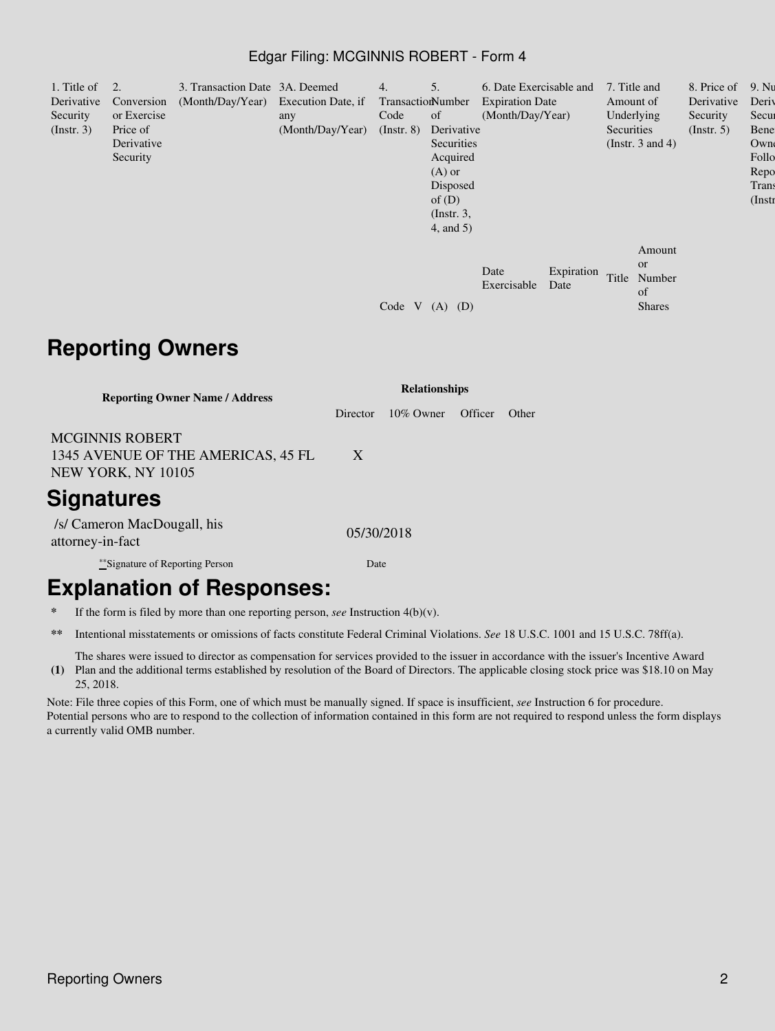| 1. Title of Derivative Security (Instr. 3) | 2. Conversion or Exercise Price of Derivative Security | 3. Transaction Date (Month/Day/Year) | 3A. Deemed Execution Date, if any (Month/Day/Year) | 4. Transaction Code (Instr. 8) | | 5. Number of Derivative Securities Acquired (A) or Disposed of (D) (Instr. 3, 4, and 5) | | 6. Date Exercisable and Expiration Date (Month/Day/Year) | | 7. Title and Amount of Underlying Securities (Instr. 3 and 4) | | 8. Price of Derivative Security (Instr. 5) | 9. Nu Deriv Secur Bene Owne Follo Repo Trans (Instr |
|---|---|---|---|---|---|---|---|---|---|---|---|---|---|
| | | | | Code | V | (A) | (D) | Date Exercisable | Expiration Date | Title | Amount or Number of Shares | | |

## Reporting Owners

| Reporting Owner Name / Address | Relationships | | | |
|---|---|---|---|---|
| | Director | 10% Owner | Officer | Other |
| MCGINNIS ROBERT<br>1345 AVENUE OF THE AMERICAS, 45 FL<br>NEW YORK, NY 10105 | X | | | |

## Signatures

| | |
|---|---|
| /s/ Cameron MacDougall, his attorney-in-fact | 05/30/2018 |
| **Signature of Reporting Person | Date |

## Explanation of Responses:

* If the form is filed by more than one reporting person, *see* Instruction 4(b)(v).

** Intentional misstatements or omissions of facts constitute Federal Criminal Violations. *See* 18 U.S.C. 1001 and 15 U.S.C. 78ff(a).

**(1)** The shares were issued to director as compensation for services provided to the issuer in accordance with the issuer's Incentive Award Plan and the additional terms established by resolution of the Board of Directors. The applicable closing stock price was $18.10 on May 25, 2018.

Note: File three copies of this Form, one of which must be manually signed. If space is insufficient, *see* Instruction 6 for procedure.
Potential persons who are to respond to the collection of information contained in this form are not required to respond unless the form displays a currently valid OMB number.